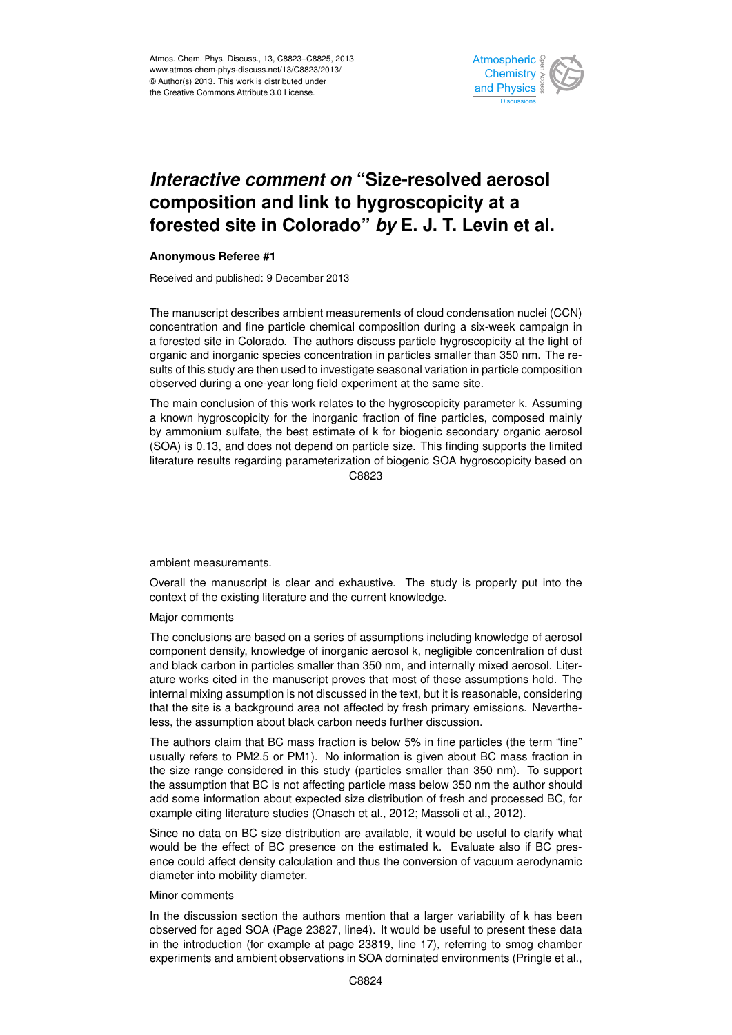# *Interactive comment on* "Size-resolved aerosol composition and link to hygroscopicity at a forested site in Colorado" *by* E. J. T. Levin et al.

**Anonymous Referee #1**

Received and published: 9 December 2013

The manuscript describes ambient measurements of cloud condensation nuclei (CCN) concentration and fine particle chemical composition during a six-week campaign in a forested site in Colorado. The authors discuss particle hygroscopicity at the light of organic and inorganic species concentration in particles smaller than 350 nm. The results of this study are then used to investigate seasonal variation in particle composition observed during a one-year long field experiment at the same site.

The main conclusion of this work relates to the hygroscopicity parameter k. Assuming a known hygroscopicity for the inorganic fraction of fine particles, composed mainly by ammonium sulfate, the best estimate of k for biogenic secondary organic aerosol (SOA) is 0.13, and does not depend on particle size. This finding supports the limited literature results regarding parameterization of biogenic SOA hygroscopicity based on ambient measurements.

Overall the manuscript is clear and exhaustive. The study is properly put into the context of the existing literature and the current knowledge.

Major comments

The conclusions are based on a series of assumptions including knowledge of aerosol component density, knowledge of inorganic aerosol k, negligible concentration of dust and black carbon in particles smaller than 350 nm, and internally mixed aerosol. Literature works cited in the manuscript proves that most of these assumptions hold. The internal mixing assumption is not discussed in the text, but it is reasonable, considering that the site is a background area not affected by fresh primary emissions. Nevertheless, the assumption about black carbon needs further discussion.

The authors claim that BC mass fraction is below 5% in fine particles (the term "fine" usually refers to PM2.5 or PM1). No information is given about BC mass fraction in the size range considered in this study (particles smaller than 350 nm). To support the assumption that BC is not affecting particle mass below 350 nm the author should add some information about expected size distribution of fresh and processed BC, for example citing literature studies (Onasch et al., 2012; Massoli et al., 2012).

Since no data on BC size distribution are available, it would be useful to clarify what would be the effect of BC presence on the estimated k. Evaluate also if BC presence could affect density calculation and thus the conversion of vacuum aerodynamic diameter into mobility diameter.

Minor comments

In the discussion section the authors mention that a larger variability of k has been observed for aged SOA (Page 23827, line4). It would be useful to present these data in the introduction (for example at page 23819, line 17), referring to smog chamber experiments and ambient observations in SOA dominated environments (Pringle et al.,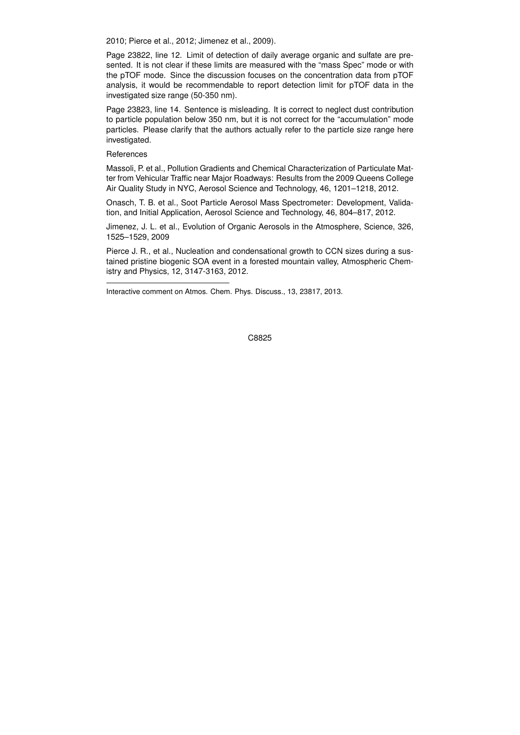2010; Pierce et al., 2012; Jimenez et al., 2009).

Page 23822, line 12. Limit of detection of daily average organic and sulfate are presented. It is not clear if these limits are measured with the "mass Spec" mode or with the pTOF mode. Since the discussion focuses on the concentration data from pTOF analysis, it would be recommendable to report detection limit for pTOF data in the investigated size range (50-350 nm).

Page 23823, line 14. Sentence is misleading. It is correct to neglect dust contribution to particle population below 350 nm, but it is not correct for the "accumulation" mode particles. Please clarify that the authors actually refer to the particle size range here investigated.

References

Massoli, P. et al., Pollution Gradients and Chemical Characterization of Particulate Matter from Vehicular Traffic near Major Roadways: Results from the 2009 Queens College Air Quality Study in NYC, Aerosol Science and Technology, 46, 1201–1218, 2012.

Onasch, T. B. et al., Soot Particle Aerosol Mass Spectrometer: Development, Validation, and Initial Application, Aerosol Science and Technology, 46, 804–817, 2012.

Jimenez, J. L. et al., Evolution of Organic Aerosols in the Atmosphere, Science, 326, 1525–1529, 2009

Pierce J. R., et al., Nucleation and condensational growth to CCN sizes during a sustained pristine biogenic SOA event in a forested mountain valley, Atmospheric Chemistry and Physics, 12, 3147-3163, 2012.

---

Interactive comment on Atmos. Chem. Phys. Discuss., 13, 23817, 2013.